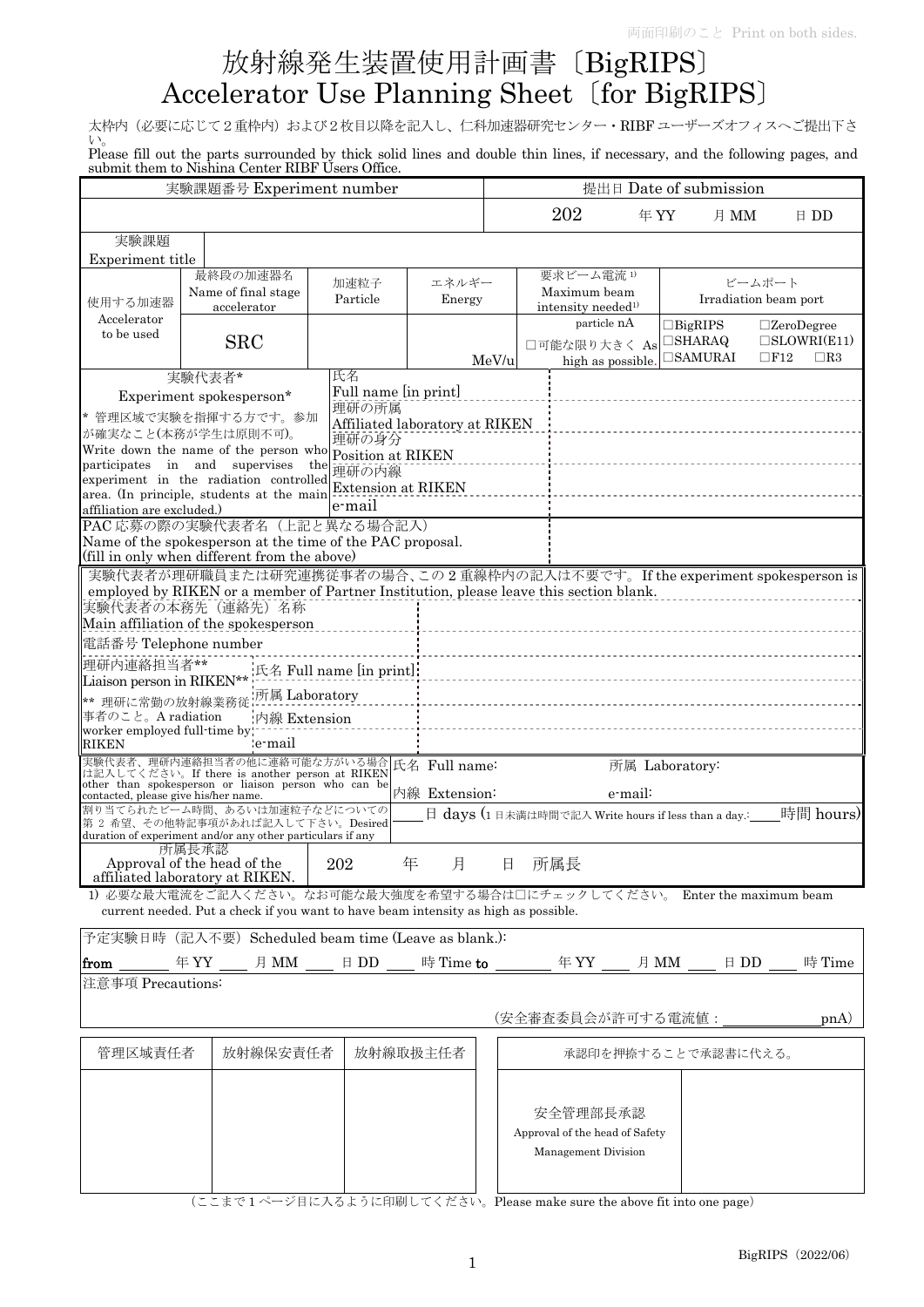両面印刷のこと Print on both sides.

# 放射線発生装置使用計画書〔BigRIPS〕
# Accelerator Use Planning Sheet〔for BigRIPS〕

太枠内（必要に応じて２重枠内）および２枚目以降を記入し、仁科加速器研究センター・RIBF ユーザーズオフィスへご提出下さい。
Please fill out the parts surrounded by thick solid lines and double thin lines, if necessary, and the following pages, and submit them to Nishina Center RIBF Users Office.

| 実験課題番号 Experiment number | | | | 提出日 Date of submission | |
|---|---|---|---|---|---|
| | | | | 202 年 YY 月 MM 日 DD | |
| 実験課題 Experiment title | | | | | |
| 使用する加速器 Accelerator to be used | 最終段の加速器名 Name of final stage accelerator | 加速粒子 Particle | エネルギー Energy | 要求ビーム電流 1) Maximum beam intensity needed1) | ビームポート Irradiation beam port |
| | SRC | | MeV/u | particle nA<br>□可能な限り大きく As high as possible. | □BigRIPS □ZeroDegree<br>□SHARAQ □SLOWRI(E11)<br>□SAMURAI □F12 □R3 |

| 実験代表者* Experiment spokesperson* | | |
|---|---|---|
| * 管理区域で実験を指揮する方です。参加が確実なこと(本務が学生は原則不可)。<br>Write down the name of the person who participates in and supervises the experiment in the radiation controlled area. (In principle, students at the main affiliation are excluded.) | 氏名 Full name [in print] | |
| | 理研の所属 Affiliated laboratory at RIKEN | |
| | 理研の身分 Position at RIKEN | |
| | 理研の内線 Extension at RIKEN | |
| | e-mail | |
| PAC 応募の際の実験代表者名（上記と異なる場合記入）Name of the spokesperson at the time of the PAC proposal. (fill in only when different from the above) | | |

実験代表者が理研職員または研究連携従事者の場合、この 2 重線枠内の記入は不要です。If the experiment spokesperson is employed by RIKEN or a member of Partner Institution, please leave this section blank.

| | | |
|---|---|---|
| 実験代表者の本務先（連絡先）名称 Main affiliation of the spokesperson | | |
| 電話番号 Telephone number | | |
| 理研内連絡担当者** Liaison person in RIKEN**<br>** 理研に常勤の放射線業務従事者のこと。A radiation worker employed full-time by RIKEN | 氏名 Full name [in print] | |
| | 所属 Laboratory | |
| | 内線 Extension | |
| | e-mail | |

| | | |
|---|---|---|
| 実験代表者、理研内連絡担当者の他に連絡可能な方がいる場合は記入してください。If there is another person at RIKEN other than spokesperson or liaison person who can be contacted, please give his/her name. | 氏名 Full name: 所属 Laboratory: | 内線 Extension: e-mail: |
| 割り当てられたビーム時間、あるいは加速粒子などについての第 2 希望、その他特記事項があれば記入して下さい。Desired duration of experiment and/or any other particulars if any | ＿日 days (1 日未満は時間で記入 Write hours if less than a day.:＿時間 hours) | |
| 所属長承認 Approval of the head of the affiliated laboratory at RIKEN. | 202 年 月 日 | 所属長 |

1) 必要な最大電流をご記入ください。なお可能な最大強度を希望する場合は□にチェックしてください。 Enter the maximum beam current needed. Put a check if you want to have beam intensity as high as possible.

予定実験日時（記入不要）Scheduled beam time (Leave as blank.):

**from** ＿＿ 年 YY ＿＿ 月 MM ＿＿ 日 DD ＿＿ 時 Time **to** ＿＿ 年 YY ＿＿ 月 MM ＿＿ 日 DD ＿＿ 時 Time

注意事項 Precautions:

（安全審査委員会が許可する電流値：＿＿＿＿＿pnA）

| 管理区域責任者 | 放射線保安責任者 | 放射線取扱主任者 | 承認印を押捺することで承認書に代える。 | |
|---|---|---|---|---|
| | | | 安全管理部長承認 Approval of the head of Safety Management Division | |

（ここまで１ページ目に入るように印刷してください。Please make sure the above fit into one page）

BigRIPS（2022/06）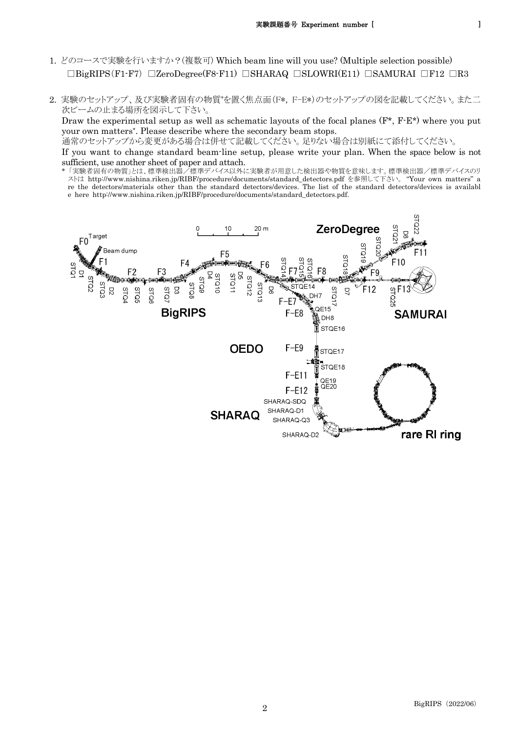実験課題番号 Experiment number [                    ]

1. どのコースで実験を行いますか？(複数可) Which beam line will you use? (Multiple selection possible)

   □BigRIPS（F1-F7） □ZeroDegree(F8-F11) □SHARAQ □SLOWRI(E11) □SAMURAI □F12 □R3

2. 実験のセットアップ、及び実験者固有の物質*を置く焦点面（F*, F-E*）のセットアップの図を記載してください。また二次ビームの止まる場所を図示して下さい。

   Draw the experimental setup as well as schematic layouts of the focal planes (F*, F-E*) where you put your own matters*. Please describe where the secondary beam stops.

   通常のセットアップから変更がある場合は併せて記載してください。足りない場合は別紙にて添付してください。

   If you want to change standard beam-line setup, please write your plan. When the space below is not sufficient, use another sheet of paper and attach.

   * 「実験者固有の物質」とは、標準検出器／標準デバイス以外に実験者が用意した検出器や物質を意味します。標準検出器／標準デバイスのリストは http://www.nishina.riken.jp/RIBF/procedure/documents/standard_detectors.pdf を参照して下さい。 "Your own matters" are the detectors/materials other than the standard detectors/devices. The list of the standard detectors/devices is available here http://www.nishina.riken.jp/RIBF/procedure/documents/standard_detectors.pdf.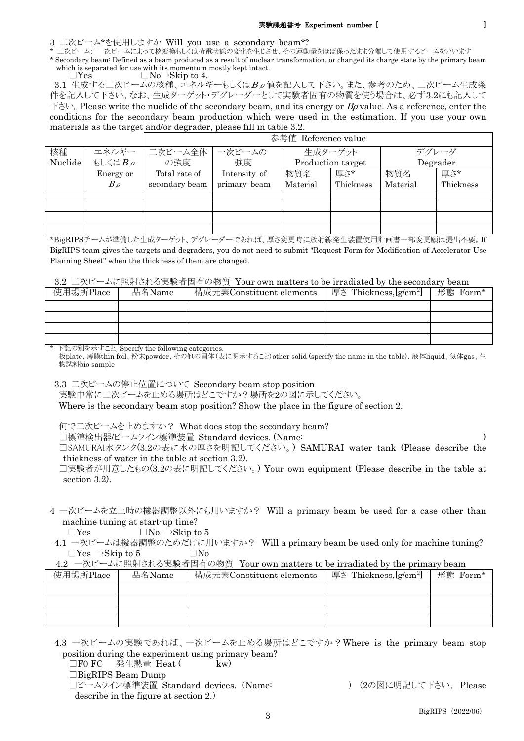実験課題番号 Experiment number [ ]

3 二次ビーム*を使用しますか Will you use a secondary beam*?

\* 二次ビーム: 一次ビームによって核変換もしくは荷電状態の変化を生じさせ、その運動量をほぼ保ったまま分離して使用するビームをいいます

\* Secondary beam: Defined as a beam produced as a result of nuclear transformation, or changed its charge state by the primary beam which is separated for use with its momentum mostly kept intact.

□Yes □No→Skip to 4.

3.1 生成する二次ビームの核種、エネルギーもしくは$B\rho$値を記入して下さい。また、参考のため、二次ビーム生成条件を記入して下さい。なお、生成ターゲット・デグレーダーとして実験者固有の物質を使う場合は、必ず3.2にも記入して下さい。Please write the nuclide of the secondary beam, and its energy or $B\rho$ value. As a reference, enter the conditions for the secondary beam production which were used in the estimation. If you use your own materials as the target and/or degrader, please fill in table 3.2.

| | | 参考値 Reference value | | | | | |
|---|---|---|---|---|---|---|---|
| 核種 Nuclide | エネルギーもしくは$B\rho$ Energy or $B\rho$ | 二次ビーム全体の強度 Total rate of secondary beam | 一次ビームの強度 Intensity of primary beam | 生成ターゲット Production target | | デグレーダ Degrader | |
| | | | | 物質名 Material | 厚さ* Thickness | 物質名 Material | 厚さ* Thickness |
| | | | | | | | |
| | | | | | | | |
| | | | | | | | |
| | | | | | | | |

*BigRIPSチームが準備した生成ターゲット、デグレーダーであれば、厚さ変更時に放射線発生装置使用計画書一部変更願は提出不要。If BigRIPS team gives the targets and degraders, you do not need to submit "Request Form for Modification of Accelerator Use Planning Sheet" when the thickness of them are changed.

3.2 二次ビームに照射される実験者固有の物質 Your own matters to be irradiated by the secondary beam

| 使用場所Place | 品名Name | 構成元素Constituent elements | 厚さ Thickness,[g/cm$^2$] | 形態 Form* |
|---|---|---|---|---|
| | | | | |
| | | | | |
| | | | | |
| | | | | |

\* 下記の別を示すこと。Specify the following categories.
板plate、薄膜thin foil、粉末powder、その他の固体(表に明示すること)other solid (specify the name in the table)、液体liquid、気体gas、生物試料bio sample

3.3 二次ビームの停止位置について Secondary beam stop position

実験中常に二次ビームを止める場所はどこですか？場所を2の図に示してください。
Where is the secondary beam stop position? Show the place in the figure of section 2.

何で二次ビームを止めますか？ What does stop the secondary beam?

□標準検出器/ビームライン標準装置 Standard devices. (Name: )

□SAMURAI水タンク(3.2の表に水の厚さを明記してください。) SAMURAI water tank (Please describe the thickness of water in the table at section 3.2).

□実験者が用意したもの(3.2の表に明記してください。) Your own equipment (Please describe in the table at section 3.2).

4 一次ビームを立上時の機器調整以外にも用いますか？ Will a primary beam be used for a case other than machine tuning at start-up time?

□Yes □No →Skip to 5

4.1 一次ビームは機器調整のためだけに用いますか？ Will a primary beam be used only for machine tuning?

□Yes →Skip to 5 □No

4.2 一次ビームに照射される実験者固有の物質 Your own matters to be irradiated by the primary beam

| 使用場所Place | 品名Name | 構成元素Constituent elements | 厚さ Thickness,[g/cm$^2$] | 形態 Form* |
|---|---|---|---|---|
| | | | | |
| | | | | |
| | | | | |
| | | | | |

4.3 一次ビームの実験であれば、一次ビームを止める場所はどこですか？Where is the primary beam stop position during the experiment using primary beam?

□F0 FC 発生熱量 Heat ( kw)

□BigRIPS Beam Dump

□ビームライン標準装置 Standard devices. (Name: ) (2の図に明記して下さい。 Please describe in the figure at section 2.)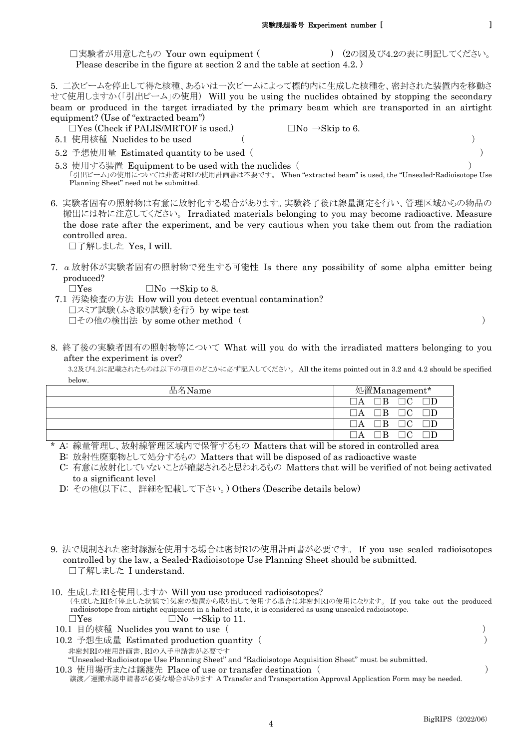□実験者が用意したもの Your own equipment (　　　　　　　　) (2の図及び4.2の表に明記してください。Please describe in the figure at section 2 and the table at section 4.2. )

5. 二次ビームを停止して得た核種、あるいは一次ビームによって標的内に生成した核種を、密封された装置内を移動させて使用しますか(「引出ビーム」の使用) Will you be using the nuclides obtained by stopping the secondary beam or produced in the target irradiated by the primary beam which are transported in an airtight equipment? (Use of "extracted beam")

□Yes (Check if PALIS/MRTOF is used.)　　　　□No →Skip to 6.

5.1 使用核種 Nuclides to be used (　　　　　　　　　　　　　　　　)

5.2 予想使用量 Estimated quantity to be used (　　　　　　　　　　　　　　　　)

5.3 使用する装置 Equipment to be used with the nuclides (　　　　　　　　　　　　　　　　)

「引出ビーム」の使用については非密封RIの使用計画書は不要です。 When "extracted beam" is used, the "Unsealed-Radioisotope Use Planning Sheet" need not be submitted.

6. 実験者固有の照射物は有意に放射化する場合があります。実験終了後は線量測定を行い、管理区域からの物品の搬出には特に注意してください。 Irradiated materials belonging to you may become radioactive. Measure the dose rate after the experiment, and be very cautious when you take them out from the radiation controlled area.

□了解しました Yes, I will.

7. α放射体が実験者固有の照射物で発生する可能性 Is there any possibility of some alpha emitter being produced?

□Yes　　　　□No →Skip to 8.

7.1 汚染検査の方法 How will you detect eventual contamination?

□スミア試験(ふき取り試験)を行う by wipe test

□その他の検出法 by some other method (　　　　　　　　　　　　　　　　)

8. 終了後の実験者固有の照射物等について What will you do with the irradiated matters belonging to you after the experiment is over?

3.2及び4.2に記載されたものは以下の項目のどこかに必ず記入してください。 All the items pointed out in 3.2 and 4.2 should be specified below.

| 品名Name | 処置Management* |
|---|---|
| | □A □B □C □D |
| | □A □B □C □D |
| | □A □B □C □D |
| | □A □B □C □D |

\* A: 線量管理し、放射線管理区域内で保管するもの Matters that will be stored in controlled area

B: 放射性廃棄物として処分するもの Matters that will be disposed of as radioactive waste

C: 有意に放射化していないことが確認されると思われるもの Matters that will be verified of not being activated to a significant level

D: その他(以下に、 詳細を記載して下さい。) Others (Describe details below)

9. 法で規制された密封線源を使用する場合は密封RIの使用計画書が必要です。 If you use sealed radioisotopes controlled by the law, a Sealed-Radioisotope Use Planning Sheet should be submitted.

□了解しました I understand.

10. 生成したRIを使用しますか Will you use produced radioisotopes?

(生成したRIを〔停止した状態で〕気密の装置から取り出して使用する場合は非密封RIの使用になります。 If you take out the produced radioisotope from airtight equipment in a halted state, it is considered as using unsealed radioisotope.

□Yes　　　　□No →Skip to 11.

10.1 目的核種 Nuclides you want to use (　　　　　　　　　　　　　　　　)

10.2 予想生成量 Estimated production quantity (　　　　　　　　　　　　　　　　)

非密封RIの使用計画書、RIの入手申請書が必要です

"Unsealed-Radioisotope Use Planning Sheet" and "Radioisotope Acquisition Sheet" must be submitted.

10.3 使用場所または譲渡先 Place of use or transfer destination (　　　　　　　　　　　　　　　　)

譲渡/運搬承認申請書が必要な場合があります A Transfer and Transportation Approval Application Form may be needed.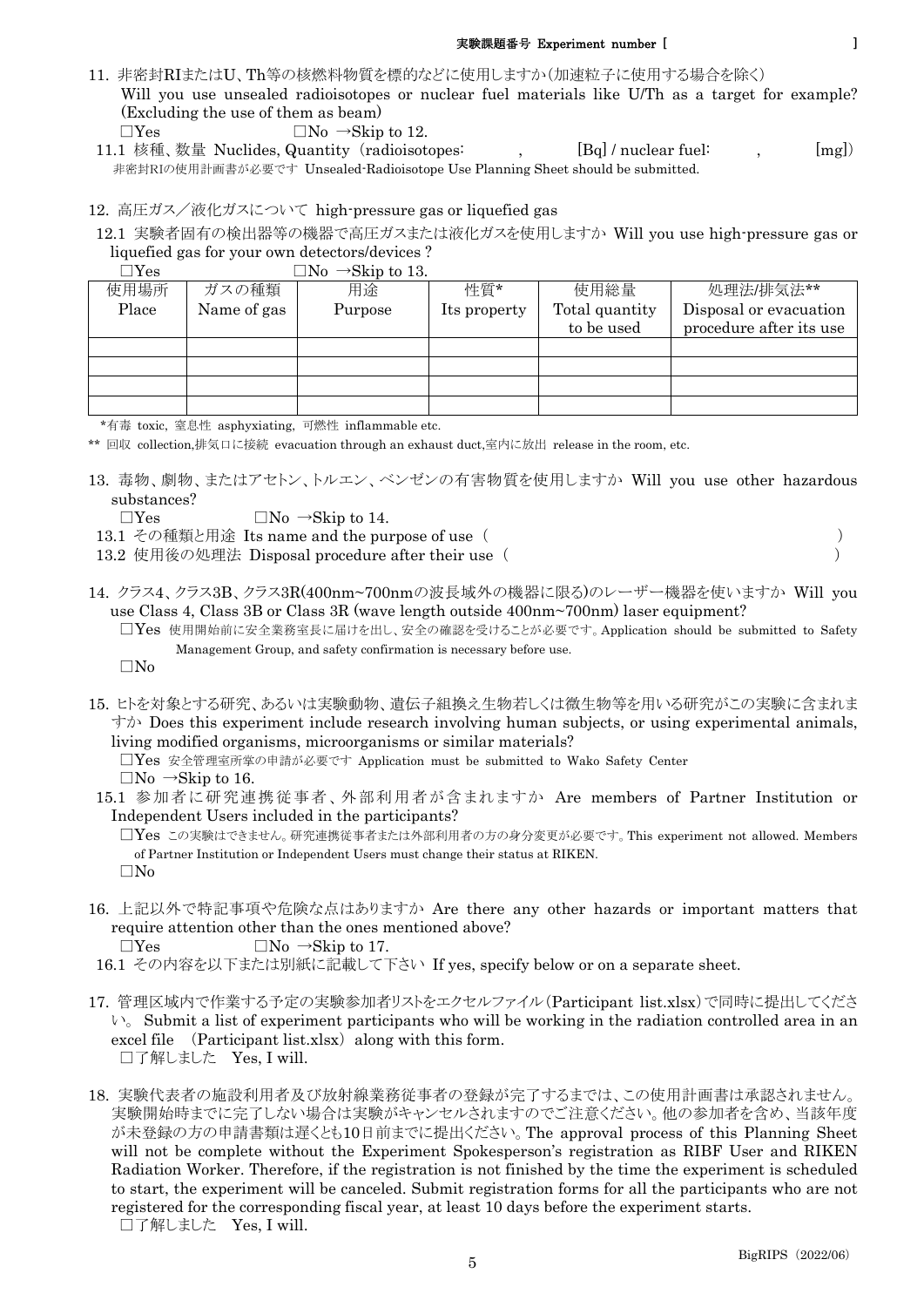実験課題番号 Experiment number [ ]

11. 非密封RIまたはU、Th等の核燃料物質を標的などに使用しますか(加速粒子に使用する場合を除く)
Will you use unsealed radioisotopes or nuclear fuel materials like U/Th as a target for example? (Excluding the use of them as beam)
□Yes □No →Skip to 12.

11.1 核種、数量 Nuclides, Quantity (radioisotopes: , [Bq] / nuclear fuel: , [mg])
非密封RIの使用計画書が必要です Unsealed-Radioisotope Use Planning Sheet should be submitted.

12. 高圧ガス/液化ガスについて high-pressure gas or liquefied gas

12.1 実験者固有の検出器等の機器で高圧ガスまたは液化ガスを使用しますか Will you use high-pressure gas or liquefied gas for your own detectors/devices ?
□Yes □No →Skip to 13.

| 使用場所 Place | ガスの種類 Name of gas | 用途 Purpose | 性質* Its property | 使用総量 Total quantity to be used | 処理法/排気法** Disposal or evacuation procedure after its use |
|---|---|---|---|---|---|
| | | | | | |
| | | | | | |
| | | | | | |
| | | | | | |

*有毒 toxic, 窒息性 asphyxiating, 可燃性 inflammable etc.
** 回収 collection,排気口に接続 evacuation through an exhaust duct,室内に放出 release in the room, etc.

13. 毒物、劇物、またはアセトン、トルエン、ベンゼンの有害物質を使用しますか Will you use other hazardous substances?
□Yes □No →Skip to 14.

13.1 その種類と用途 Its name and the purpose of use ( )
13.2 使用後の処理法 Disposal procedure after their use ( )

14. クラス4、クラス3B、クラス3R(400nm~700nmの波長域外の機器に限る)のレーザー機器を使いますか Will you use Class 4, Class 3B or Class 3R (wave length outside 400nm~700nm) laser equipment?
□Yes 使用開始前に安全業務室長に届けを出し、安全の確認を受けることが必要です。Application should be submitted to Safety Management Group, and safety confirmation is necessary before use.
□No

15. ヒトを対象とする研究、あるいは実験動物、遺伝子組換え生物若しくは微生物等を用いる研究がこの実験に含まれますか Does this experiment include research involving human subjects, or using experimental animals, living modified organisms, microorganisms or similar materials?
□Yes 安全管理室所掌の申請が必要です Application must be submitted to Wako Safety Center
□No →Skip to 16.

15.1 参加者に研究連携従事者、外部利用者が含まれますか Are members of Partner Institution or Independent Users included in the participants?
□Yes この実験はできません。研究連携従事者または外部利用者の方の身分変更が必要です。This experiment not allowed. Members of Partner Institution or Independent Users must change their status at RIKEN.
□No

16. 上記以外で特記事項や危険な点はありますか Are there any other hazards or important matters that require attention other than the ones mentioned above?
□Yes □No →Skip to 17.

16.1 その内容を以下または別紙に記載して下さい If yes, specify below or on a separate sheet.

17. 管理区域内で作業する予定の実験参加者リストをエクセルファイル(Participant list.xlsx)で同時に提出してください。 Submit a list of experiment participants who will be working in the radiation controlled area in an excel file (Participant list.xlsx) along with this form.
□了解しました Yes, I will.

18. 実験代表者の施設利用者及び放射線業務従事者の登録が完了するまでは、この使用計画書は承認されません。実験開始時までに完了しない場合は実験がキャンセルされますのでご注意ください。他の参加者を含め、当該年度が未登録の方の申請書類は遅くとも10日前までに提出ください。The approval process of this Planning Sheet will not be complete without the Experiment Spokesperson's registration as RIBF User and RIKEN Radiation Worker. Therefore, if the registration is not finished by the time the experiment is scheduled to start, the experiment will be canceled. Submit registration forms for all the participants who are not registered for the corresponding fiscal year, at least 10 days before the experiment starts.
□了解しました Yes, I will.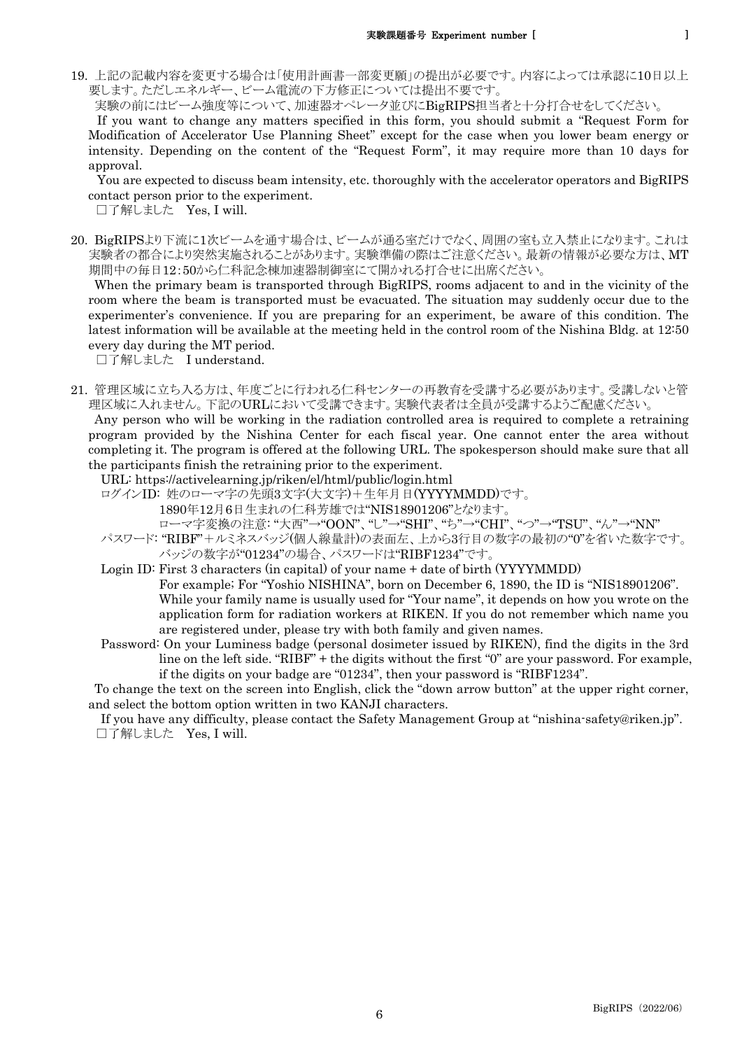19. 上記の記載内容を変更する場合は「使用計画書一部変更願」の提出が必要です。内容によっては承認に10日以上要します。ただしエネルギー、ビーム電流の下方修正については提出不要です。

実験の前にはビーム強度等について、加速器オペレータ並びにBigRIPS担当者と十分打合せをしてください。

If you want to change any matters specified in this form, you should submit a "Request Form for Modification of Accelerator Use Planning Sheet" except for the case when you lower beam energy or intensity. Depending on the content of the "Request Form", it may require more than 10 days for approval.

You are expected to discuss beam intensity, etc. thoroughly with the accelerator operators and BigRIPS contact person prior to the experiment.

□了解しました　Yes, I will.

20. BigRIPSより下流に1次ビームを通す場合は、ビームが通る室だけでなく、周囲の室も立入禁止になります。これは実験者の都合により突然実施されることがあります。実験準備の際はご注意ください。最新の情報が必要な方は、MT期間中の毎日12:50から仁科記念棟加速器制御室にて開かれる打合せに出席ください。

When the primary beam is transported through BigRIPS, rooms adjacent to and in the vicinity of the room where the beam is transported must be evacuated. The situation may suddenly occur due to the experimenter's convenience. If you are preparing for an experiment, be aware of this condition. The latest information will be available at the meeting held in the control room of the Nishina Bldg. at 12:50 every day during the MT period.

□了解しました　I understand.

21. 管理区域に立ち入る方は、年度ごとに行われる仁科センターの再教育を受講する必要があります。受講しないと管理区域に入れません。下記のURLにおいて受講できます。実験代表者は全員が受講するようご配慮ください。

Any person who will be working in the radiation controlled area is required to complete a retraining program provided by the Nishina Center for each fiscal year. One cannot enter the area without completing it. The program is offered at the following URL. The spokesperson should make sure that all the participants finish the retraining prior to the experiment.

URL: https://activelearning.jp/riken/el/html/public/login.html

ログインID: 姓のローマ字の先頭3文字(大文字)＋生年月日(YYYYMMDD)です。
1890年12月6日生まれの仁科芳雄では"NIS18901206"となります。
ローマ字変換の注意: "大西"→"OON"、"し"→"SHI"、"ち"→"CHI"、"つ"→"TSU"、"ん"→"NN"

パスワード: "RIBF"＋ルミネスバッジ(個人線量計)の表面左、上から3行目の数字の最初の"0"を省いた数字です。
バッジの数字が"01234"の場合、パスワードは"RIBF1234"です。

Login ID: First 3 characters (in capital) of your name + date of birth (YYYYMMDD)
For example; For "Yoshio NISHINA", born on December 6, 1890, the ID is "NIS18901206".
While your family name is usually used for "Your name", it depends on how you wrote on the application form for radiation workers at RIKEN. If you do not remember which name you are registered under, please try with both family and given names.

Password: On your Luminess badge (personal dosimeter issued by RIKEN), find the digits in the 3rd line on the left side. "RIBF" + the digits without the first "0" are your password. For example, if the digits on your badge are "01234", then your password is "RIBF1234".

To change the text on the screen into English, click the "down arrow button" at the upper right corner, and select the bottom option written in two KANJI characters.

If you have any difficulty, please contact the Safety Management Group at "nishina-safety@riken.jp".

□了解しました　Yes, I will.